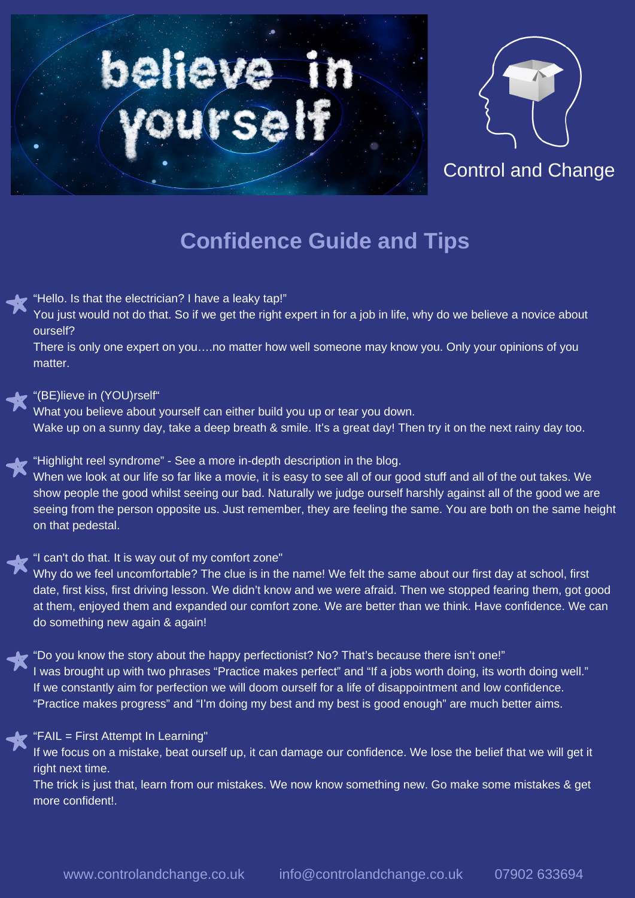believe in yourself

Control and Change

# Confidence Guide and Tips

- "Hello. Is that the electrician? I have a leaky tap!"
  You just would not do that. So if we get the right expert in for a job in life, why do we believe a novice about ourself?
  There is only one expert on you….no matter how well someone may know you. Only your opinions of you matter.

- "(BE)lieve in (YOU)rself"
  What you believe about yourself can either build you up or tear you down.
  Wake up on a sunny day, take a deep breath & smile. It's a great day! Then try it on the next rainy day too.

- "Highlight reel syndrome" - See a more in-depth description in the blog.
  When we look at our life so far like a movie, it is easy to see all of our good stuff and all of the out takes. We show people the good whilst seeing our bad. Naturally we judge ourself harshly against all of the good we are seeing from the person opposite us. Just remember, they are feeling the same. You are both on the same height on that pedestal.

- "I can't do that. It is way out of my comfort zone"
  Why do we feel uncomfortable? The clue is in the name! We felt the same about our first day at school, first date, first kiss, first driving lesson. We didn't know and we were afraid. Then we stopped fearing them, got good at them, enjoyed them and expanded our comfort zone. We are better than we think. Have confidence. We can do something new again & again!

- "Do you know the story about the happy perfectionist? No? That's because there isn't one!"
  I was brought up with two phrases "Practice makes perfect" and "If a jobs worth doing, its worth doing well."
  If we constantly aim for perfection we will doom ourself for a life of disappointment and low confidence.
  "Practice makes progress" and "I'm doing my best and my best is good enough" are much better aims.

- "FAIL = First Attempt In Learning"
  If we focus on a mistake, beat ourself up, it can damage our confidence. We lose the belief that we will get it right next time.
  The trick is just that, learn from our mistakes. We now know something new. Go make some mistakes & get more confident!.

www.controlandchange.co.uk     info@controlandchange.co.uk     07902 633694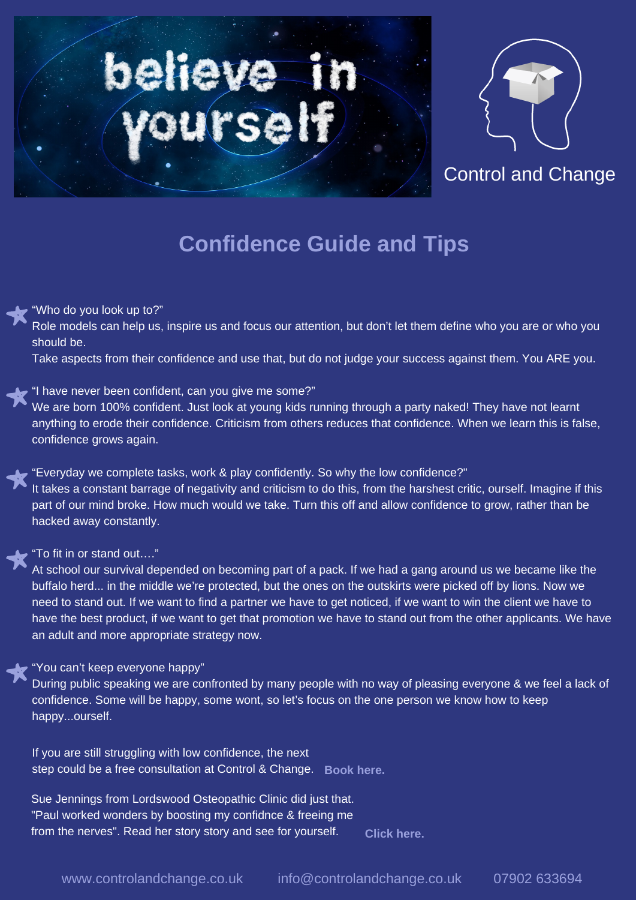believe in yourself

Control and Change

# Confidence Guide and Tips

- "Who do you look up to?"
  Role models can help us, inspire us and focus our attention, but don't let them define who you are or who you should be.
  Take aspects from their confidence and use that, but do not judge your success against them. You ARE you.

- "I have never been confident, can you give me some?"
  We are born 100% confident. Just look at young kids running through a party naked! They have not learnt anything to erode their confidence. Criticism from others reduces that confidence. When we learn this is false, confidence grows again.

- "Everyday we complete tasks, work & play confidently. So why the low confidence?"
  It takes a constant barrage of negativity and criticism to do this, from the harshest critic, ourself. Imagine if this part of our mind broke. How much would we take. Turn this off and allow confidence to grow, rather than be hacked away constantly.

- "To fit in or stand out...."
  At school our survival depended on becoming part of a pack. If we had a gang around us we became like the buffalo herd... in the middle we're protected, but the ones on the outskirts were picked off by lions. Now we need to stand out. If we want to find a partner we have to get noticed, if we want to win the client we have to have the best product, if we want to get that promotion we have to stand out from the other applicants. We have an adult and more appropriate strategy now.

- "You can't keep everyone happy"
  During public speaking we are confronted by many people with no way of pleasing everyone & we feel a lack of confidence. Some will be happy, some wont, so let's focus on the one person we know how to keep happy...ourself.

If you are still struggling with low confidence, the next step could be a free consultation at Control & Change. **Book here.**

Sue Jennings from Lordswood Osteopathic Clinic did just that. "Paul worked wonders by boosting my confidnce & freeing me from the nerves". Read her story story and see for yourself. **Click here.**

www.controlandchange.co.uk    info@controlandchange.co.uk    07902 633694